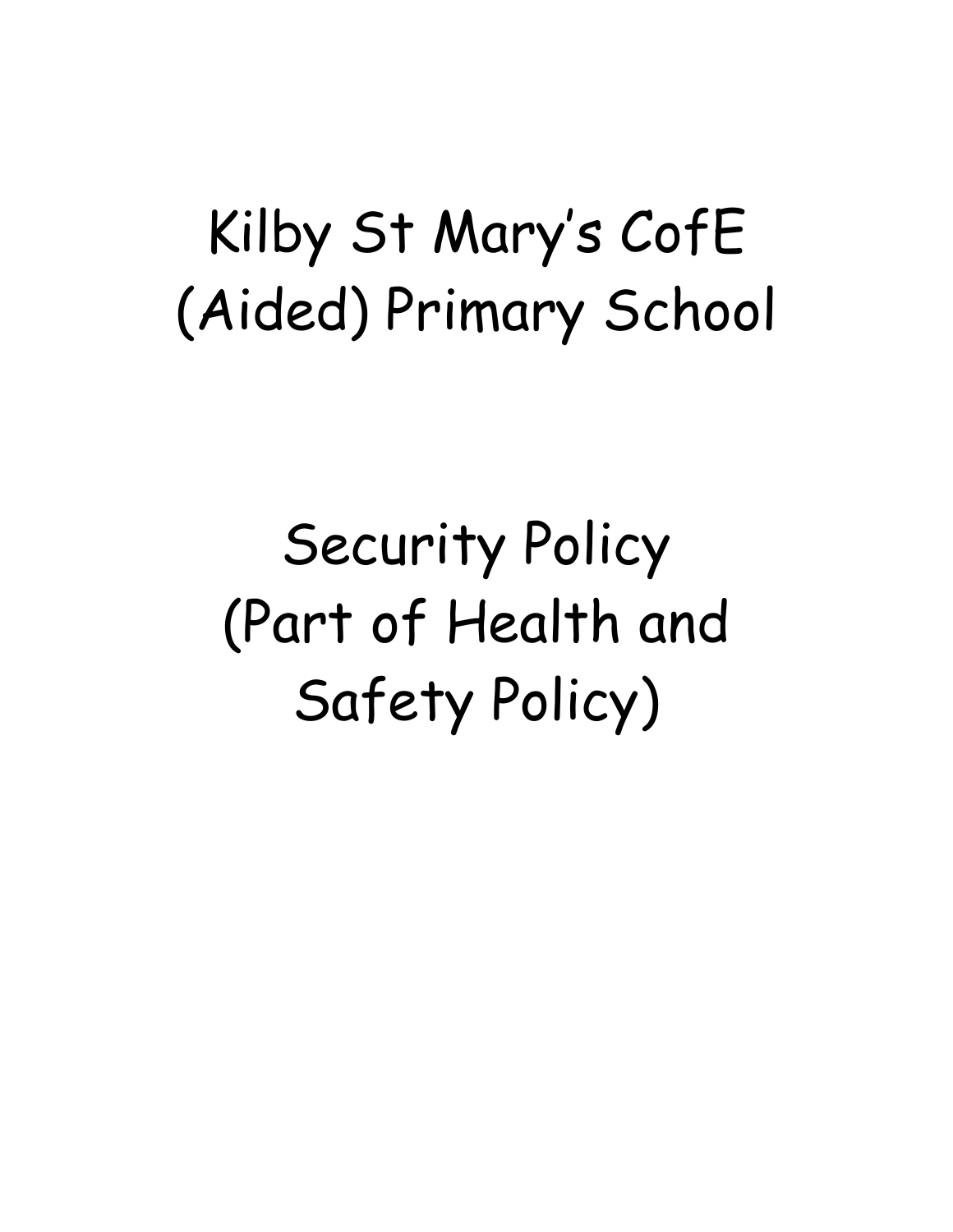# Kilby St Mary's CofE (Aided) Primary School

# Security Policy (Part of Health and Safety Policy)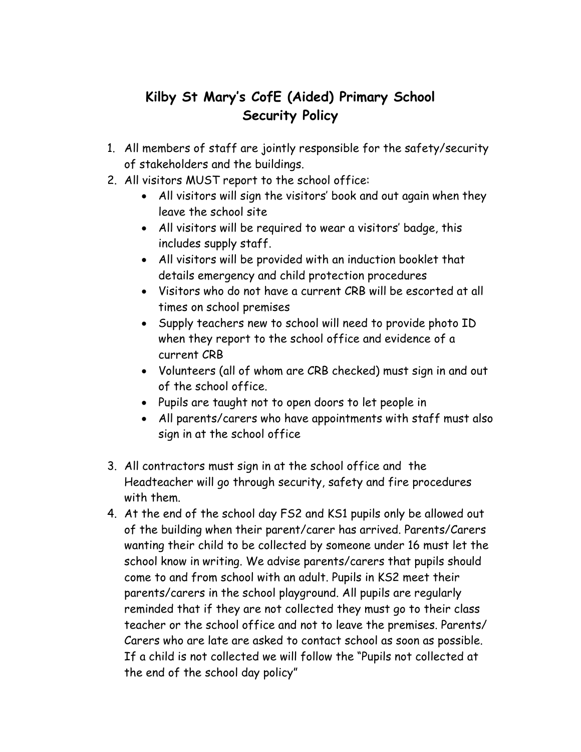# Kilby St Mary's CofE (Aided) Primary School
## Security Policy

1. All members of staff are jointly responsible for the safety/security of stakeholders and the buildings.
2. All visitors MUST report to the school office:
   - All visitors will sign the visitors' book and out again when they leave the school site
   - All visitors will be required to wear a visitors' badge, this includes supply staff.
   - All visitors will be provided with an induction booklet that details emergency and child protection procedures
   - Visitors who do not have a current CRB will be escorted at all times on school premises
   - Supply teachers new to school will need to provide photo ID when they report to the school office and evidence of a current CRB
   - Volunteers (all of whom are CRB checked) must sign in and out of the school office.
   - Pupils are taught not to open doors to let people in
   - All parents/carers who have appointments with staff must also sign in at the school office
3. All contractors must sign in at the school office and the Headteacher will go through security, safety and fire procedures with them.
4. At the end of the school day FS2 and KS1 pupils only be allowed out of the building when their parent/carer has arrived. Parents/Carers wanting their child to be collected by someone under 16 must let the school know in writing. We advise parents/carers that pupils should come to and from school with an adult. Pupils in KS2 meet their parents/carers in the school playground. All pupils are regularly reminded that if they are not collected they must go to their class teacher or the school office and not to leave the premises. Parents/ Carers who are late are asked to contact school as soon as possible. If a child is not collected we will follow the "Pupils not collected at the end of the school day policy"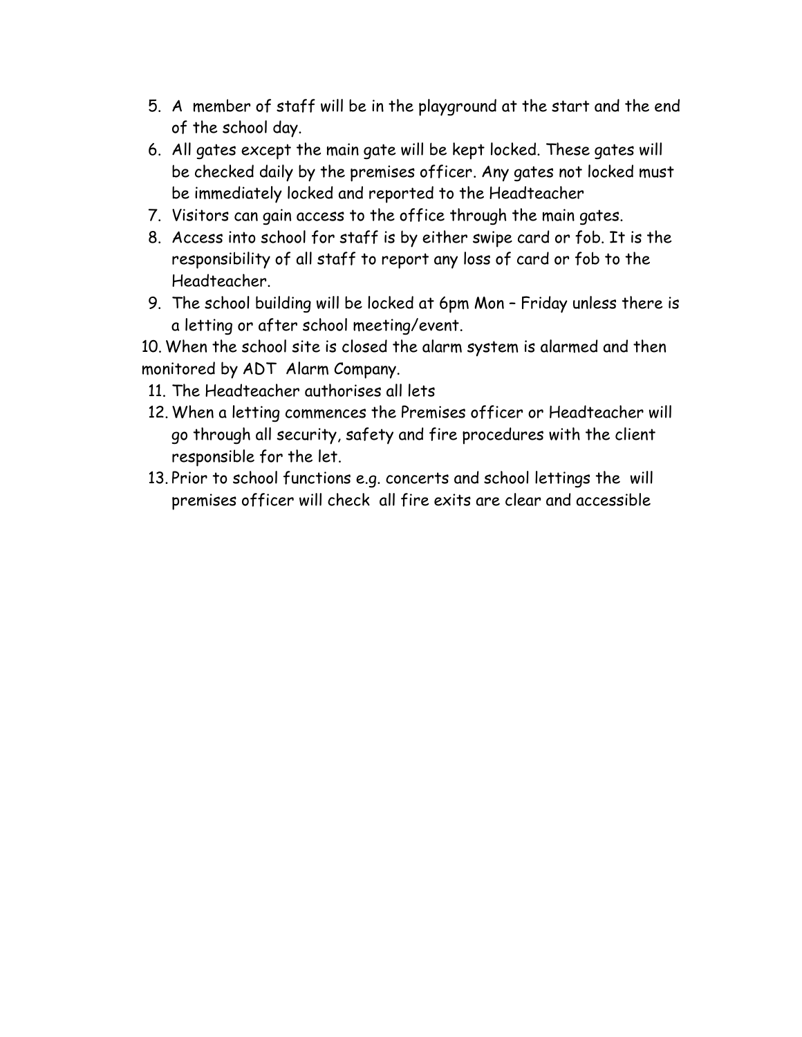5. A member of staff will be in the playground at the start and the end of the school day.
6. All gates except the main gate will be kept locked. These gates will be checked daily by the premises officer. Any gates not locked must be immediately locked and reported to the Headteacher
7. Visitors can gain access to the office through the main gates.
8. Access into school for staff is by either swipe card or fob. It is the responsibility of all staff to report any loss of card or fob to the Headteacher.
9. The school building will be locked at 6pm Mon – Friday unless there is a letting or after school meeting/event.
10. When the school site is closed the alarm system is alarmed and then monitored by ADT Alarm Company.
11. The Headteacher authorises all lets
12. When a letting commences the Premises officer or Headteacher will go through all security, safety and fire procedures with the client responsible for the let.
13. Prior to school functions e.g. concerts and school lettings the will premises officer will check all fire exits are clear and accessible